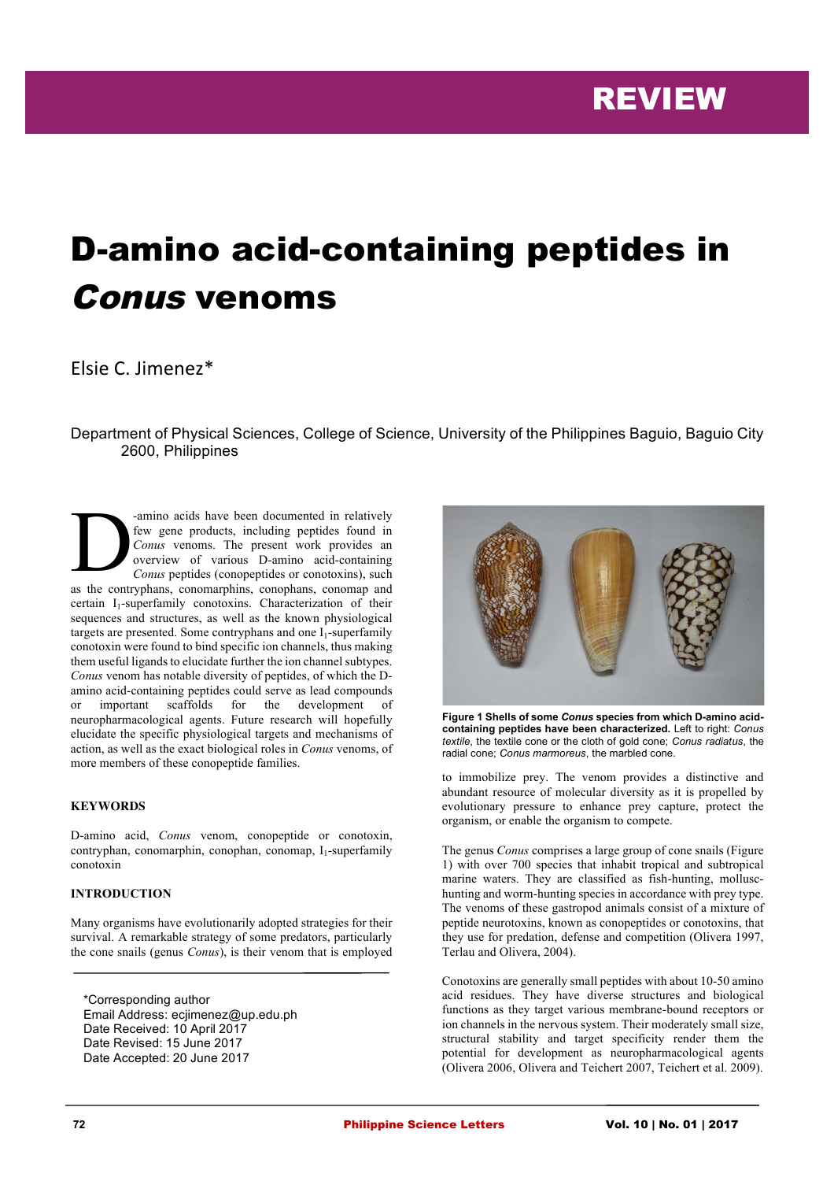REVIEW

# D-amino acid-containing peptides in *Conus* venoms

Elsie C. Jimenez*

Department of Physical Sciences, College of Science, University of the Philippines Baguio, Baguio City 2600, Philippines

D-amino acids have been documented in relatively few gene products, including peptides found in *Conus* venoms. The present work provides an overview of various D-amino acid-containing *Conus* peptides (conopeptides or conotoxins), such as the contryphans, conomarphins, conophans, conomap and certain $I_1$-superfamily conotoxins. Characterization of their sequences and structures, as well as the known physiological targets are presented. Some contryphans and one $I_1$-superfamily conotoxin were found to bind specific ion channels, thus making them useful ligands to elucidate further the ion channel subtypes. *Conus* venom has notable diversity of peptides, of which the D-amino acid-containing peptides could serve as lead compounds or important scaffolds for the development of neuropharmacological agents. Future research will hopefully elucidate the specific physiological targets and mechanisms of action, as well as the exact biological roles in *Conus* venoms, of more members of these conopeptide families.

### KEYWORDS

D-amino acid, *Conus* venom, conopeptide or conotoxin, contryphan, conomarphin, conophan, conomap, $I_1$-superfamily conotoxin

### INTRODUCTION

Many organisms have evolutionarily adopted strategies for their survival. A remarkable strategy of some predators, particularly the cone snails (genus *Conus*), is their venom that is employed to immobilize prey. The venom provides a distinctive and abundant resource of molecular diversity as it is propelled by evolutionary pressure to enhance prey capture, protect the organism, or enable the organism to compete.

**Figure 1 Shells of some *Conus* species from which D-amino acid-containing peptides have been characterized.** Left to right: *Conus textile*, the textile cone or the cloth of gold cone; *Conus radiatus*, the radial cone; *Conus marmoreus*, the marbled cone.

The genus *Conus* comprises a large group of cone snails (Figure 1) with over 700 species that inhabit tropical and subtropical marine waters. They are classified as fish-hunting, mollusc-hunting and worm-hunting species in accordance with prey type. The venoms of these gastropod animals consist of a mixture of peptide neurotoxins, known as conopeptides or conotoxins, that they use for predation, defense and competition (Olivera 1997, Terlau and Olivera, 2004).

Conotoxins are generally small peptides with about 10-50 amino acid residues. They have diverse structures and biological functions as they target various membrane-bound receptors or ion channels in the nervous system. Their moderately small size, structural stability and target specificity render them the potential for development as neuropharmacological agents (Olivera 2006, Olivera and Teichert 2007, Teichert et al. 2009).

*Corresponding author
Email Address: ecjimenez@up.edu.ph
Date Received: 10 April 2017
Date Revised: 15 June 2017
Date Accepted: 20 June 2017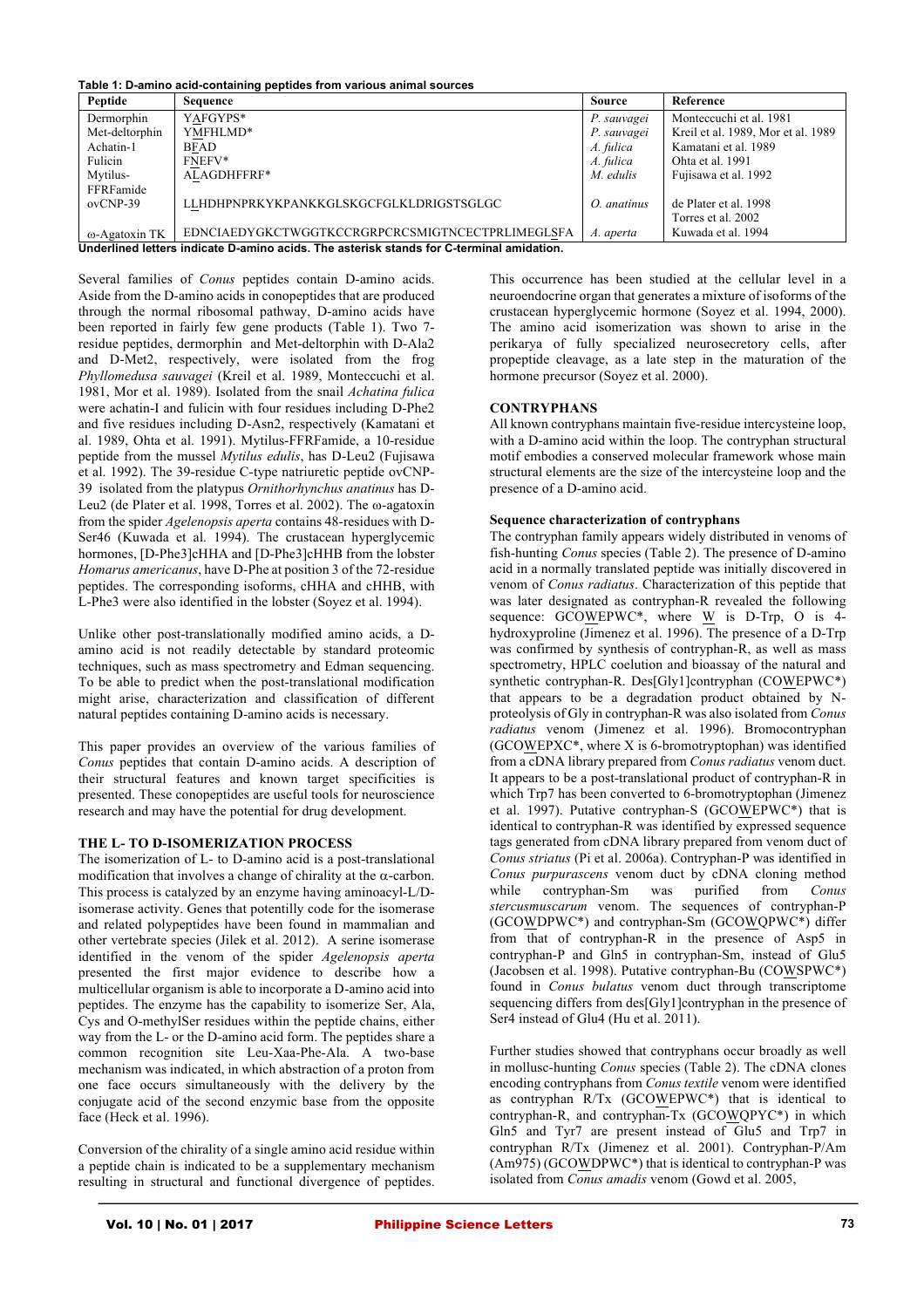**Table 1: D-amino acid-containing peptides from various animal sources**

| Peptide | Sequence | Source | Reference |
|---|---|---|---|
| Dermorphin | YAFGYPS* | *P. sauvagei* | Montecuchi et al. 1981 |
| Met-deltorphin | YMFHLMD* | *P. sauvagei* | Kreil et al. 1989, Mor et al. 1989 |
| Achatin-1 | BFAD | *A. fulica* | Kamatani et al. 1989 |
| Fulicin | FNEFV* | *A. fulica* | Ohta et al. 1991 |
| Mytilus-FFRFamide | ALAGDHFFRF* | *M. edulis* | Fujisawa et al. 1992 |
| ovCNP-39 | LLHDHPNPRKYKPANKKGLSKGCFGLKLDRIGSTSGLGC | *O. anatinus* | de Plater et al. 1998<br>Torres et al. 2002 |
| ω-Agatoxin TK | EDNCIAEDYGKCTWGGTKCCRGRPCRCSMIGTNCECTPRLIMEGLSFA | *A. aperta* | Kuwada et al. 1994 |

**Underlined letters indicate D-amino acids. The asterisk stands for C-terminal amidation.**

Several families of *Conus* peptides contain D-amino acids. Aside from the D-amino acids in conopeptides that are produced through the normal ribosomal pathway, D-amino acids have been reported in fairly few gene products (Table 1). Two 7-residue peptides, dermorphin and Met-deltorphin with D-Ala2 and D-Met2, respectively, were isolated from the frog *Phyllomedusa sauvagei* (Kreil et al. 1989, Montecucchi et al. 1981, Mor et al. 1989). Isolated from the snail *Achatina fulica* were achatin-I and fulicin with four residues including D-Phe2 and five residues including D-Asn2, respectively (Kamatani et al. 1989, Ohta et al. 1991). Mytilus-FFRFamide, a 10-residue peptide from the mussel *Mytilus edulis*, has D-Leu2 (Fujisawa et al. 1992). The 39-residue C-type natriuretic peptide ovCNP-39 isolated from the platypus *Ornithorhynchus anatinus* has D-Leu2 (de Plater et al. 1998, Torres et al. 2002). The ω-agatoxin from the spider *Agelenopsis aperta* contains 48-residues with D-Ser46 (Kuwada et al. 1994). The crustacean hyperglycemic hormones, [D-Phe3]cHHA and [D-Phe3]cHHB from the lobster *Homarus americanus*, have D-Phe at position 3 of the 72-residue peptides. The corresponding isoforms, cHHA and cHHB, with L-Phe3 were also identified in the lobster (Soyez et al. 1994).

Unlike other post-translationally modified amino acids, a D-amino acid is not readily detectable by standard proteomic techniques, such as mass spectrometry and Edman sequencing. To be able to predict when the post-translational modification might arise, characterization and classification of different natural peptides containing D-amino acids is necessary.

This paper provides an overview of the various families of *Conus* peptides that contain D-amino acids. A description of their structural features and known target specificities is presented. These conopeptides are useful tools for neuroscience research and may have the potential for drug development.

## THE L- TO D-ISOMERIZATION PROCESS

The isomerization of L- to D-amino acid is a post-translational modification that involves a change of chirality at the α-carbon. This process is catalyzed by an enzyme having aminoacyl-L/D-isomerase activity. Genes that potentially code for the isomerase and related polypeptides have been found in mammalian and other vertebrate species (Jilek et al. 2012). A serine isomerase identified in the venom of the spider *Agelenopsis aperta* presented the first major evidence to describe how a multicellular organism is able to incorporate a D-amino acid into peptides. The enzyme has the capability to isomerize Ser, Ala, Cys and O-methylSer residues within the peptide chains, either way from the L- or the D-amino acid form. The peptides share a common recognition site Leu-Xaa-Phe-Ala. A two-base mechanism was indicated, in which abstraction of a proton from one face occurs simultaneously with the delivery by the conjugate acid of the second enzymic base from the opposite face (Heck et al. 1996).

Conversion of the chirality of a single amino acid residue within a peptide chain is indicated to be a supplementary mechanism resulting in structural and functional divergence of peptides. This occurrence has been studied at the cellular level in a neuroendocrine organ that generates a mixture of isoforms of the crustacean hyperglycemic hormone (Soyez et al. 1994, 2000). The amino acid isomerization was shown to arise in the perikarya of fully specialized neurosecretory cells, after propeptide cleavage, as a late step in the maturation of the hormone precursor (Soyez et al. 2000).

## CONTRYPHANS

All known contryphans maintain five-residue intercysteine loop, with a D-amino acid within the loop. The contryphan structural motif embodies a conserved molecular framework whose main structural elements are the size of the intercysteine loop and the presence of a D-amino acid.

### Sequence characterization of contryphans

The contryphan family appears widely distributed in venoms of fish-hunting *Conus* species (Table 2). The presence of D-amino acid in a normally translated peptide was initially discovered in venom of *Conus radiatus*. Characterization of this peptide that was later designated as contryphan-R revealed the following sequence: GCOWEPWC*, where W is D-Trp, O is 4-hydroxyproline (Jimenez et al. 1996). The presence of a D-Trp was confirmed by synthesis of contryphan-R, as well as mass spectrometry, HPLC coelution and bioassay of the natural and synthetic contryphan-R. Des[Gly1]contryphan (COWEPWC*) that appears to be a degradation product obtained by N-proteolysis of Gly in contryphan-R was also isolated from *Conus radiatus* venom (Jimenez et al. 1996). Bromocontryphan (GCOWEPXC*, where X is 6-bromotryptophan) was identified from a cDNA library prepared from *Conus radiatus* venom duct. It appears to be a post-translational product of contryphan-R in which Trp7 has been converted to 6-bromotryptophan (Jimenez et al. 1997). Putative contryphan-S (GCOWEPWC*) that is identical to contryphan-R was identified by expressed sequence tags generated from cDNA library prepared from venom duct of *Conus striatus* (Pi et al. 2006a). Contryphan-P was identified in *Conus purpurascens* venom duct by cDNA cloning method while contryphan-Sm was purified from *Conus stercusmuscarum* venom. The sequences of contryphan-P (GCOWDPWC*) and contryphan-Sm (GCOWQPWC*) differ from that of contryphan-R in the presence of Asp5 in contryphan-P and Gln5 in contryphan-Sm, instead of Glu5 (Jacobsen et al. 1998). Putative contryphan-Bu (COWSPWC*) found in *Conus bulatus* venom duct through transcriptome sequencing differs from des[Gly1]contryphan in the presence of Ser4 instead of Glu4 (Hu et al. 2011).

Further studies showed that contryphans occur broadly as well in mollusc-hunting *Conus* species (Table 2). The cDNA clones encoding contryphans from *Conus textile* venom were identified as contryphan R/Tx (GCOWEPWC*) that is identical to contryphan-R, and contryphan-Tx (GCOWQPYC*) in which Gln5 and Tyr7 are present instead of Glu5 and Trp7 in contryphan R/Tx (Jimenez et al. 2001). Contryphan-P/Am (Am975) (GCOWDPWC*) that is identical to contryphan-P was isolated from *Conus amadis* venom (Gowd et al. 2005,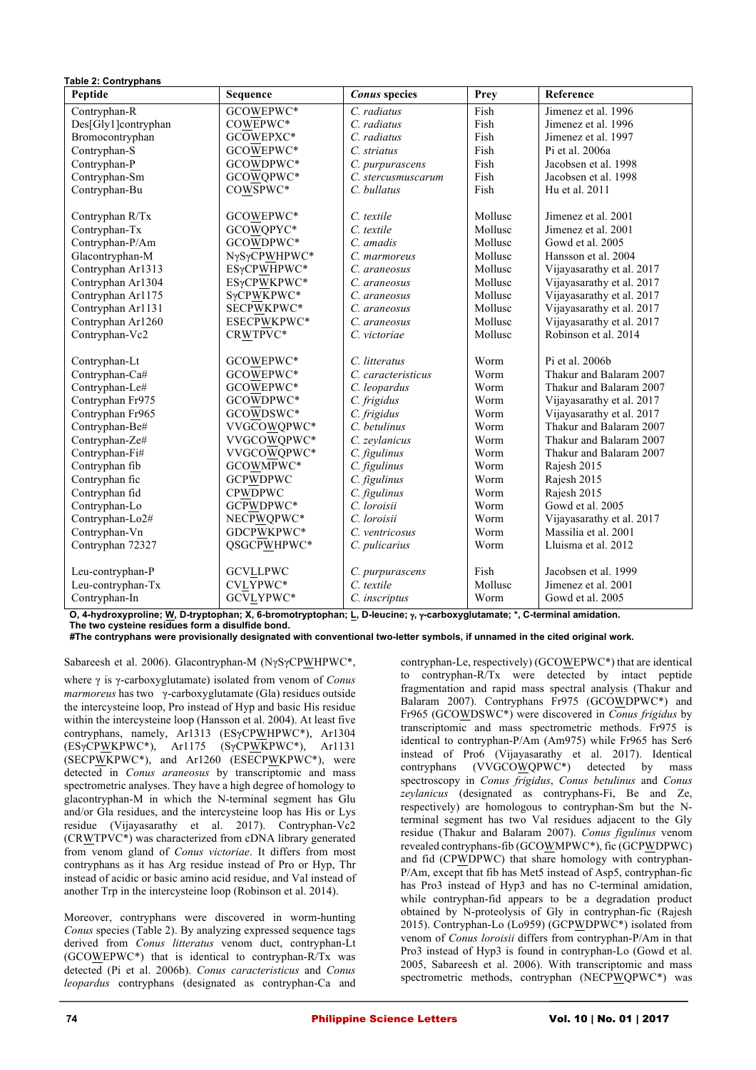**Table 2: Contryphans**

| Peptide | Sequence | *Conus* species | Prey | Reference |
|---|---|---|---|---|
| Contryphan-R | GCOWEPWC* | *C. radiatus* | Fish | Jimenez et al. 1996 |
| Des[Gly1]contryphan | COWEPWC* | *C. radiatus* | Fish | Jimenez et al. 1996 |
| Bromocontryphan | GCOWEPXC* | *C. radiatus* | Fish | Jimenez et al. 1997 |
| Contryphan-S | GCOWEPWC* | *C. striatus* | Fish | Pi et al. 2006a |
| Contryphan-P | GCOWDPWC* | *C. purpurascens* | Fish | Jacobsen et al. 1998 |
| Contryphan-Sm | GCOWQPWC* | *C. stercusmuscarum* | Fish | Jacobsen et al. 1998 |
| Contryphan-Bu | COWSPWC* | *C. bullatus* | Fish | Hu et al. 2011 |
| Contryphan R/Tx | GCOWEPWC* | *C. textile* | Mollusc | Jimenez et al. 2001 |
| Contryphan-Tx | GCOWQPYC* | *C. textile* | Mollusc | Jimenez et al. 2001 |
| Contryphan-P/Am | GCOWDPWC* | *C. amadis* | Mollusc | Gowd et al. 2005 |
| Glacontryphan-M | NγSγCPWHPWC* | *C. marmoreus* | Mollusc | Hansson et al. 2004 |
| Contryphan Ar1313 | ESγCPWHPWC* | *C. araneosus* | Mollusc | Vijayasarathy et al. 2017 |
| Contryphan Ar1304 | ESγCPWKPWC* | *C. araneosus* | Mollusc | Vijayasarathy et al. 2017 |
| Contryphan Ar1175 | SγCPWKPWC* | *C. araneosus* | Mollusc | Vijayasarathy et al. 2017 |
| Contryphan Ar1131 | SECPWKPWC* | *C. araneosus* | Mollusc | Vijayasarathy et al. 2017 |
| Contryphan Ar1260 | ESECPWKPWC* | *C. araneosus* | Mollusc | Vijayasarathy et al. 2017 |
| Contryphan-Vc2 | CRWTPVC* | *C. victoriae* | Mollusc | Robinson et al. 2014 |
| Contryphan-Lt | GCOWEPWC* | *C. litteratus* | Worm | Pi et al. 2006b |
| Contryphan-Ca# | GCOWEPWC* | *C. caracteristicus* | Worm | Thakur and Balaram 2007 |
| Contryphan-Le# | GCOWEPWC* | *C. leopardus* | Worm | Thakur and Balaram 2007 |
| Contryphan Fr975 | GCOWDPWC* | *C. frigidus* | Worm | Vijayasarathy et al. 2017 |
| Contryphan Fr965 | GCOWDSWC* | *C. frigidus* | Worm | Vijayasarathy et al. 2017 |
| Contryphan-Be# | VVGCOWQPWC* | *C. betulinus* | Worm | Thakur and Balaram 2007 |
| Contryphan-Ze# | VVGCOWQPWC* | *C. zeylanicus* | Worm | Thakur and Balaram 2007 |
| Contryphan-Fi# | VVGCOWQPWC* | *C. figulinus* | Worm | Thakur and Balaram 2007 |
| Contryphan fib | GCOWMPWC* | *C. figulinus* | Worm | Rajesh 2015 |
| Contryphan fic | GCPWDPWC | *C. figulinus* | Worm | Rajesh 2015 |
| Contryphan fid | CPWDPWC | *C. figulinus* | Worm | Rajesh 2015 |
| Contryphan-Lo | GCPWDPWC* | *C. loroisii* | Worm | Gowd et al. 2005 |
| Contryphan-Lo2# | NECPWQPWC* | *C. loroisii* | Worm | Vijayasarathy et al. 2017 |
| Contryphan-Vn | GDCPWKPWC* | *C. ventricosus* | Worm | Massilia et al. 2001 |
| Contryphan 72327 | QSGCPWHPWC* | *C. pulicarius* | Worm | Lluisma et al. 2012 |
| Leu-contryphan-P | GCVLLPWC | *C. purpurascens* | Fish | Jacobsen et al. 1999 |
| Leu-contryphan-Tx | CVLYPWC* | *C. textile* | Mollusc | Jimenez et al. 2001 |
| Contryphan-In | GCVLYPWC* | *C. inscriptus* | Worm | Gowd et al. 2005 |

**O, 4-hydroxyproline; W, D-tryptophan; X, 6-bromotryptophan; L, D-leucine; γ, γ-carboxyglutamate; \*, C-terminal amidation. The two cysteine residues form a disulfide bond.**
**#The contryphans were provisionally designated with conventional two-letter symbols, if unnamed in the cited original work.**

Sabareesh et al. 2006). Glacontryphan-M (NγSγCPWHPWC*, where γ is γ-carboxyglutamate) isolated from venom of *Conus marmoreus* has two γ-carboxyglutamate (Gla) residues outside the intercysteine loop, Pro instead of Hyp and basic His residue within the intercysteine loop (Hansson et al. 2004). At least five contryphans, namely, Ar1313 (ESγCPWHPWC*), Ar1304 (ESγCPWKPWC*), Ar1175 (SγCPWKPWC*), Ar1131 (SECPWKPWC*), and Ar1260 (ESECPWKPWC*), were detected in *Conus araneosus* by transcriptomic and mass spectrometric analyses. They have a high degree of homology to glacontryphan-M in which the N-terminal segment has Glu and/or Gla residues, and the intercysteine loop has His or Lys residue (Vijayasarathy et al. 2017). Contryphan-Vc2 (CRWTPVC*) was characterized from cDNA library generated from venom gland of *Conus victoriae*. It differs from most contryphans as it has Arg residue instead of Pro or Hyp, Thr instead of acidic or basic amino acid residue, and Val instead of another Trp in the intercysteine loop (Robinson et al. 2014).

Moreover, contryphans were discovered in worm-hunting *Conus* species (Table 2). By analyzing expressed sequence tags derived from *Conus litteratus* venom duct, contryphan-Lt (GCOWEPWC*) that is identical to contryphan-R/Tx was detected (Pi et al. 2006b). *Conus caracteristicus* and *Conus leopardus* contryphans (designated as contryphan-Ca and contryphan-Le, respectively) (GCOWEPWC*) that are identical to contryphan-R/Tx were detected by intact peptide fragmentation and rapid mass spectral analysis (Thakur and Balaram 2007). Contryphans Fr975 (GCOWDPWC*) and Fr965 (GCOWDSWC*) were discovered in *Conus frigidus* by transcriptomic and mass spectrometric methods. Fr975 is identical to contryphan-P/Am (Am975) while Fr965 has Ser6 instead of Pro6 (Vijayasarathy et al. 2017). Identical contryphans (VVGCOWQPWC*) detected by mass spectroscopy in *Conus frigidus*, *Conus betulinus* and *Conus zeylanicus* (designated as contryphans-Fi, Be and Ze, respectively) are homologous to contryphan-Sm but the N-terminal segment has two Val residues adjacent to the Gly residue (Thakur and Balaram 2007). *Conus figulinus* venom revealed contryphans-fib (GCOWMPWC*), fic (GCPWDPWC) and fid (CPWDPWC) that share homology with contryphan-P/Am, except that fib has Met5 instead of Asp5, contryphan-fic has Pro3 instead of Hyp3 and has no C-terminal amidation, while contryphan-fid appears to be a degradation product obtained by N-proteolysis of Gly in contryphan-fic (Rajesh 2015). Contryphan-Lo (Lo959) (GCPWDPWC*) isolated from venom of *Conus loroisii* differs from contryphan-P/Am in that Pro3 instead of Hyp3 is found in contryphan-Lo (Gowd et al. 2005, Sabareesh et al. 2006). With transcriptomic and mass spectrometric methods, contryphan (NECPWQPWC*) was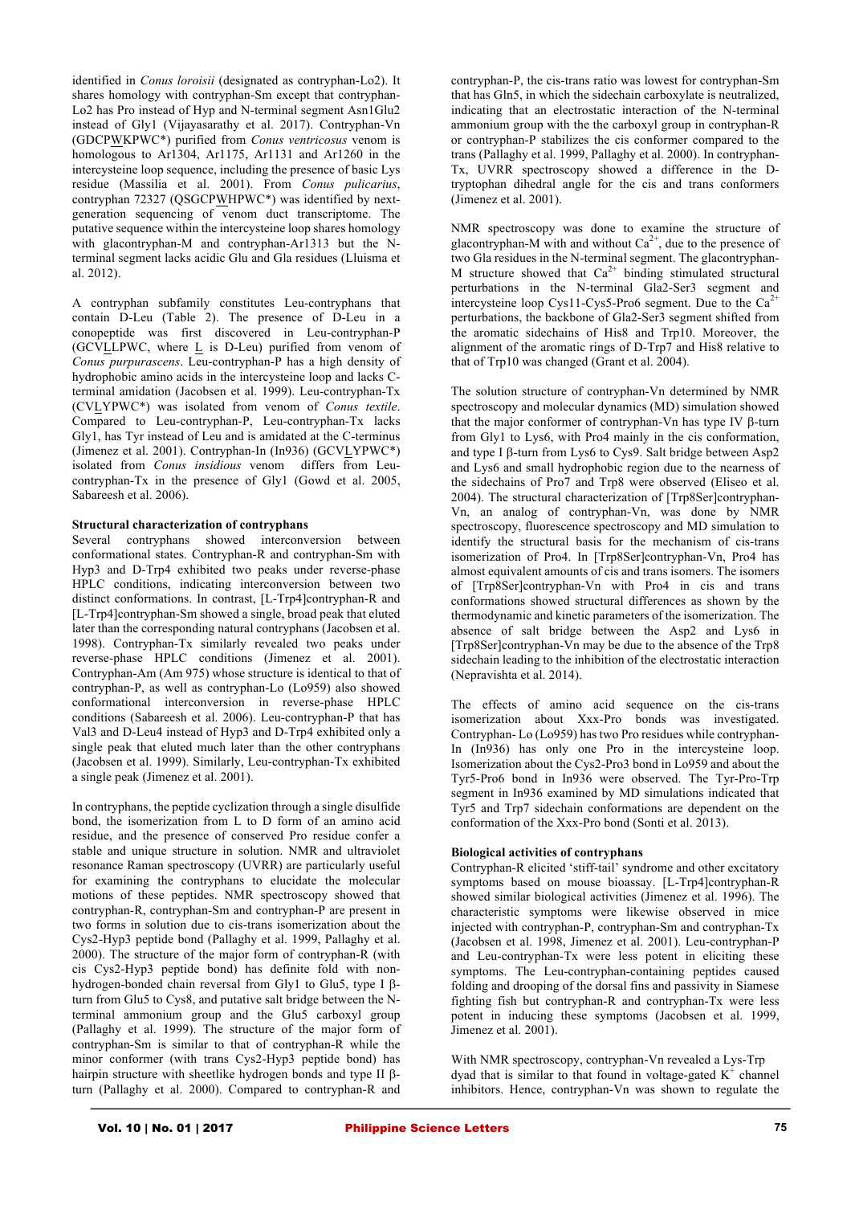identified in *Conus loroisii* (designated as contryphan-Lo2). It shares homology with contryphan-Sm except that contryphan-Lo2 has Pro instead of Hyp and N-terminal segment Asn1Glu2 instead of Gly1 (Vijayasarathy et al. 2017). Contryphan-Vn (GDCPWKPWC*) purified from *Conus ventricosus* venom is homologous to Ar1304, Ar1175, Ar1131 and Ar1260 in the intercysteine loop sequence, including the presence of basic Lys residue (Massilia et al. 2001). From *Conus pulicarius*, contryphan 72327 (QSGCPWHPWC*) was identified by next-generation sequencing of venom duct transcriptome. The putative sequence within the intercysteine loop shares homology with glacontryphan-M and contryphan-Ar1313 but the N-terminal segment lacks acidic Glu and Gla residues (Lluisma et al. 2012).

A contryphan subfamily constitutes Leu-contryphans that contain D-Leu (Table 2). The presence of D-Leu in a conopeptide was first discovered in Leu-contryphan-P (GCVLLPWC, where L is D-Leu) purified from venom of *Conus purpurascens*. Leu-contryphan-P has a high density of hydrophobic amino acids in the intercysteine loop and lacks C-terminal amidation (Jacobsen et al. 1999). Leu-contryphan-Tx (CVLYPWC*) was isolated from venom of *Conus textile*. Compared to Leu-contryphan-P, Leu-contryphan-Tx lacks Gly1, has Tyr instead of Leu and is amidated at the C-terminus (Jimenez et al. 2001). Contryphan-In (In936) (GCVLYPWC*) isolated from *Conus insidious* venom differs from Leu-contryphan-Tx in the presence of Gly1 (Gowd et al. 2005, Sabareesh et al. 2006).

**Structural characterization of contryphans**

Several contryphans showed interconversion between conformational states. Contryphan-R and contryphan-Sm with Hyp3 and D-Trp4 exhibited two peaks under reverse-phase HPLC conditions, indicating interconversion between two distinct conformations. In contrast, [L-Trp4]contryphan-R and [L-Trp4]contryphan-Sm showed a single, broad peak that eluted later than the corresponding natural contryphans (Jacobsen et al. 1998). Contryphan-Tx similarly revealed two peaks under reverse-phase HPLC conditions (Jimenez et al. 2001). Contryphan-Am (Am 975) whose structure is identical to that of contryphan-P, as well as contryphan-Lo (Lo959) also showed conformational interconversion in reverse-phase HPLC conditions (Sabareesh et al. 2006). Leu-contryphan-P that has Val3 and D-Leu4 instead of Hyp3 and D-Trp4 exhibited only a single peak that eluted much later than the other contryphans (Jacobsen et al. 1999). Similarly, Leu-contryphan-Tx exhibited a single peak (Jimenez et al. 2001).

In contryphans, the peptide cyclization through a single disulfide bond, the isomerization from L to D form of an amino acid residue, and the presence of conserved Pro residue confer a stable and unique structure in solution. NMR and ultraviolet resonance Raman spectroscopy (UVRR) are particularly useful for examining the contryphans to elucidate the molecular motions of these peptides. NMR spectroscopy showed that contryphan-R, contryphan-Sm and contryphan-P are present in two forms in solution due to cis-trans isomerization about the Cys2-Hyp3 peptide bond (Pallaghy et al. 1999, Pallaghy et al. 2000). The structure of the major form of contryphan-R (with cis Cys2-Hyp3 peptide bond) has definite fold with non-hydrogen-bonded chain reversal from Gly1 to Glu5, type I β-turn from Glu5 to Cys8, and putative salt bridge between the N-terminal ammonium group and the Glu5 carboxyl group (Pallaghy et al. 1999). The structure of the major form of contryphan-Sm is similar to that of contryphan-R while the minor conformer (with trans Cys2-Hyp3 peptide bond) has hairpin structure with sheetlike hydrogen bonds and type II β-turn (Pallaghy et al. 2000). Compared to contryphan-R and contryphan-P, the cis-trans ratio was lowest for contryphan-Sm that has Gln5, in which the sidechain carboxylate is neutralized, indicating that an electrostatic interaction of the N-terminal ammonium group with the the carboxyl group in contryphan-R or contryphan-P stabilizes the cis conformer compared to the trans (Pallaghy et al. 1999, Pallaghy et al. 2000). In contryphan-Tx, UVRR spectroscopy showed a difference in the D-tryptophan dihedral angle for the cis and trans conformers (Jimenez et al. 2001).

NMR spectroscopy was done to examine the structure of glacontryphan-M with and without $Ca^{2+}$, due to the presence of two Gla residues in the N-terminal segment. The glacontryphan-M structure showed that $Ca^{2+}$ binding stimulated structural perturbations in the N-terminal Gla2-Ser3 segment and intercysteine loop Cys11-Cys5-Pro6 segment. Due to the $Ca^{2+}$ perturbations, the backbone of Gla2-Ser3 segment shifted from the aromatic sidechains of His8 and Trp10. Moreover, the alignment of the aromatic rings of D-Trp7 and His8 relative to that of Trp10 was changed (Grant et al. 2004).

The solution structure of contryphan-Vn determined by NMR spectroscopy and molecular dynamics (MD) simulation showed that the major conformer of contryphan-Vn has type IV β-turn from Gly1 to Lys6, with Pro4 mainly in the cis conformation, and type I β-turn from Lys6 to Cys9. Salt bridge between Asp2 and Lys6 and small hydrophobic region due to the nearness of the sidechains of Pro7 and Trp8 were observed (Eliseo et al. 2004). The structural characterization of [Trp8Ser]contryphan-Vn, an analog of contryphan-Vn, was done by NMR spectroscopy, fluorescence spectroscopy and MD simulation to identify the structural basis for the mechanism of cis-trans isomerization of Pro4. In [Trp8Ser]contryphan-Vn, Pro4 has almost equivalent amounts of cis and trans isomers. The isomers of [Trp8Ser]contryphan-Vn with Pro4 in cis and trans conformations showed structural differences as shown by the thermodynamic and kinetic parameters of the isomerization. The absence of salt bridge between the Asp2 and Lys6 in [Trp8Ser]contryphan-Vn may be due to the absence of the Trp8 sidechain leading to the inhibition of the electrostatic interaction (Nepravishta et al. 2014).

The effects of amino acid sequence on the cis-trans isomerization about Xxx-Pro bonds was investigated. Contryphan- Lo (Lo959) has two Pro residues while contryphan-In (In936) has only one Pro in the intercysteine loop. Isomerization about the Cys2-Pro3 bond in Lo959 and about the Tyr5-Pro6 bond in In936 were observed. The Tyr-Pro-Trp segment in In936 examined by MD simulations indicated that Tyr5 and Trp7 sidechain conformations are dependent on the conformation of the Xxx-Pro bond (Sonti et al. 2013).

**Biological activities of contryphans**

Contryphan-R elicited 'stiff-tail' syndrome and other excitatory symptoms based on mouse bioassay. [L-Trp4]contryphan-R showed similar biological activities (Jimenez et al. 1996). The characteristic symptoms were likewise observed in mice injected with contryphan-P, contryphan-Sm and contryphan-Tx (Jacobsen et al. 1998, Jimenez et al. 2001). Leu-contryphan-P and Leu-contryphan-Tx were less potent in eliciting these symptoms. The Leu-contryphan-containing peptides caused folding and drooping of the dorsal fins and passivity in Siamese fighting fish but contryphan-R and contryphan-Tx were less potent in inducing these symptoms (Jacobsen et al. 1999, Jimenez et al. 2001).

With NMR spectroscopy, contryphan-Vn revealed a Lys-Trp dyad that is similar to that found in voltage-gated $K^+$ channel inhibitors. Hence, contryphan-Vn was shown to regulate the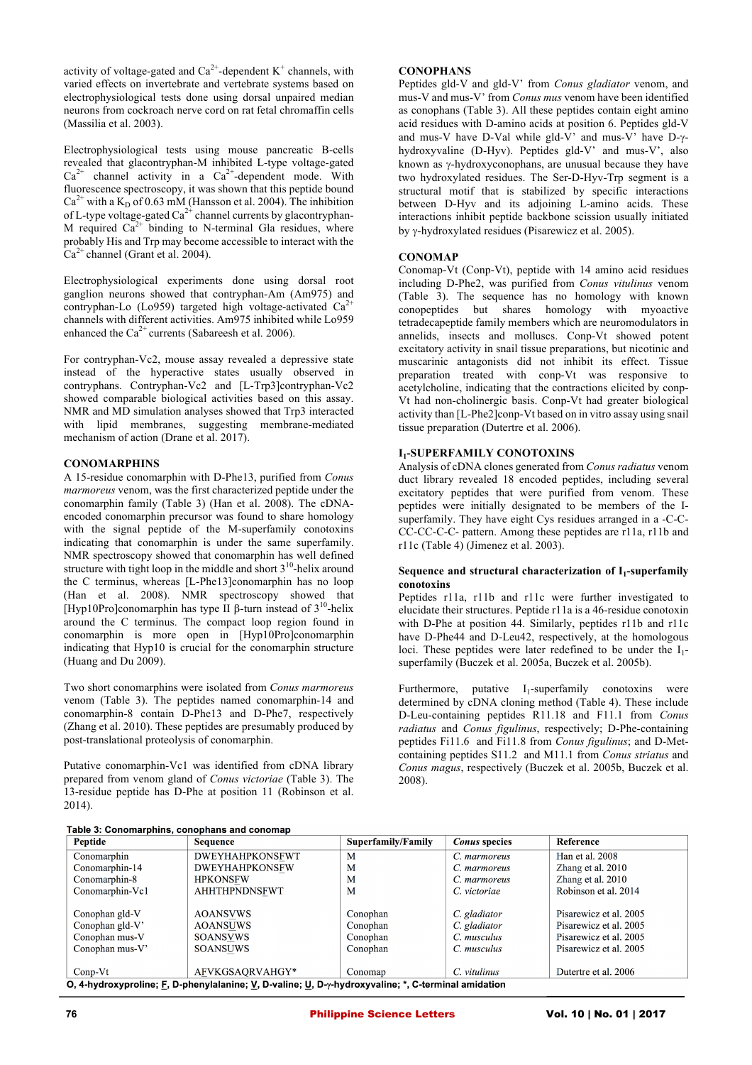activity of voltage-gated and $Ca^{2+}$-dependent $K^+$ channels, with varied effects on invertebrate and vertebrate systems based on electrophysiological tests done using dorsal unpaired median neurons from cockroach nerve cord on rat fetal chromaffin cells (Massilia et al. 2003).

Electrophysiological tests using mouse pancreatic B-cells revealed that glacontryphan-M inhibited L-type voltage-gated $Ca^{2+}$ channel activity in a $Ca^{2+}$-dependent mode. With fluorescence spectroscopy, it was shown that this peptide bound $Ca^{2+}$ with a $K_D$ of 0.63 mM (Hansson et al. 2004). The inhibition of L-type voltage-gated $Ca^{2+}$ channel currents by glacontryphan-M required $Ca^{2+}$ binding to N-terminal Gla residues, where probably His and Trp may become accessible to interact with the $Ca^{2+}$ channel (Grant et al. 2004).

Electrophysiological experiments done using dorsal root ganglion neurons showed that contryphan-Am (Am975) and contryphan-Lo (Lo959) targeted high voltage-activated $Ca^{2+}$ channels with different activities. Am975 inhibited while Lo959 enhanced the $Ca^{2+}$ currents (Sabareesh et al. 2006).

For contryphan-Vc2, mouse assay revealed a depressive state instead of the hyperactive states usually observed in contryphans. Contryphan-Vc2 and [L-Trp3]contryphan-Vc2 showed comparable biological activities based on this assay. NMR and MD simulation analyses showed that Trp3 interacted with lipid membranes, suggesting membrane-mediated mechanism of action (Drane et al. 2017).

## CONOMARPHINS

A 15-residue conomarphin with D-Phe13, purified from *Conus marmoreus* venom, was the first characterized peptide under the conomarphin family (Table 3) (Han et al. 2008). The cDNA-encoded conomarphin precursor was found to share homology with the signal peptide of the M-superfamily conotoxins indicating that conomarphin is under the same superfamily. NMR spectroscopy showed that conomarphin has well defined structure with tight loop in the middle and short $3^{10}$-helix around the C terminus, whereas [L-Phe13]conomarphin has no loop (Han et al. 2008). NMR spectroscopy showed that [Hyp10Pro]conomarphin has type II β-turn instead of $3^{10}$-helix around the C terminus. The compact loop region found in conomarphin is more open in [Hyp10Pro]conomarphin indicating that Hyp10 is crucial for the conomarphin structure (Huang and Du 2009).

Two short conomarphins were isolated from *Conus marmoreus* venom (Table 3). The peptides named conomarphin-14 and conomarphin-8 contain D-Phe13 and D-Phe7, respectively (Zhang et al. 2010). These peptides are presumably produced by post-translational proteolysis of conomarphin.

Putative conomarphin-Vc1 was identified from cDNA library prepared from venom gland of *Conus victoriae* (Table 3). The 13-residue peptide has D-Phe at position 11 (Robinson et al. 2014).

## CONOPHANS

Peptides gld-V and gld-V' from *Conus gladiator* venom, and mus-V and mus-V' from *Conus mus* venom have been identified as conophans (Table 3). All these peptides contain eight amino acid residues with D-amino acids at position 6. Peptides gld-V and mus-V have D-Val while gld-V' and mus-V' have D-γ-hydroxyvaline (D-Hyv). Peptides gld-V' and mus-V', also known as γ-hydroxyconophans, are unusual because they have two hydroxylated residues. The Ser-D-Hyv-Trp segment is a structural motif that is stabilized by specific interactions between D-Hyv and its adjoining L-amino acids. These interactions inhibit peptide backbone scission usually initiated by γ-hydroxylated residues (Pisarewicz et al. 2005).

## CONOMAP

Conomap-Vt (Conp-Vt), peptide with 14 amino acid residues including D-Phe2, was purified from *Conus vitulinus* venom (Table 3). The sequence has no homology with known conopeptides but shares homology with myoactive tetradecapeptide family members which are neuromodulators in annelids, insects and molluscs. Conp-Vt showed potent excitatory activity in snail tissue preparations, but nicotinic and muscarinic antagonists did not inhibit its effect. Tissue preparation treated with conp-Vt was responsive to acetylcholine, indicating that the contractions elicited by conp-Vt had non-cholinergic basis. Conp-Vt had greater biological activity than [L-Phe2]conp-Vt based on in vitro assay using snail tissue preparation (Dutertre et al. 2006).

## $I_1$-SUPERFAMILY CONOTOXINS

Analysis of cDNA clones generated from *Conus radiatus* venom duct library revealed 18 encoded peptides, including several excitatory peptides that were purified from venom. These peptides were initially designated to be members of the I-superfamily. They have eight Cys residues arranged in a -C-C-CC-CC-C-C- pattern. Among these peptides are r11a, r11b and r11c (Table 4) (Jimenez et al. 2003).

### Sequence and structural characterization of $I_1$-superfamily conotoxins

Peptides r11a, r11b and r11c were further investigated to elucidate their structures. Peptide r11a is a 46-residue conotoxin with D-Phe at position 44. Similarly, peptides r11b and r11c have D-Phe44 and D-Leu42, respectively, at the homologous loci. These peptides were later redefined to be under the $I_1$-superfamily (Buczek et al. 2005a, Buczek et al. 2005b).

Furthermore, putative $I_1$-superfamily conotoxins were determined by cDNA cloning method (Table 4). These include D-Leu-containing peptides R11.18 and F11.1 from *Conus radiatus* and *Conus figulinus*, respectively; D-Phe-containing peptides Fi11.6 and Fi11.8 from *Conus figulinus*; and D-Met-containing peptides S11.2 and M11.1 from *Conus striatus* and *Conus magus*, respectively (Buczek et al. 2005b, Buczek et al. 2008).

**Table 3: Conomarphins, conophans and conomap**

| Peptide | Sequence | Superfamily/Family | *Conus* species | Reference |
|---|---|---|---|---|
| Conomarphin | DWEYHAHPKONSFWT | M | *C. marmoreus* | Han et al. 2008 |
| Conomarphin-14 | DWEYHAHPKONSFW | M | *C. marmoreus* | Zhang et al. 2010 |
| Conomarphin-8 | HPKONSFW | M | *C. marmoreus* | Zhang et al. 2010 |
| Conomarphin-Vc1 | AHHTHPNDNSFWT | M | *C. victoriae* | Robinson et al. 2014 |
| Conophan gld-V | AOANSVWS | Conophan | *C. gladiator* | Pisarewicz et al. 2005 |
| Conophan gld-V' | AOANSUWS | Conophan | *C. gladiator* | Pisarewicz et al. 2005 |
| Conophan mus-V | SOANSVWS | Conophan | *C. musculus* | Pisarewicz et al. 2005 |
| Conophan mus-V' | SOANSUWS | Conophan | *C. musculus* | Pisarewicz et al. 2005 |
| Conp-Vt | AFVKGSAQRVAHGY* | Conomap | *C. vitulinus* | Dutertre et al. 2006 |

O, 4-hydroxyproline; F, D-phenylalanine; V, D-valine; U, D-γ-hydroxyvaline; *, C-terminal amidation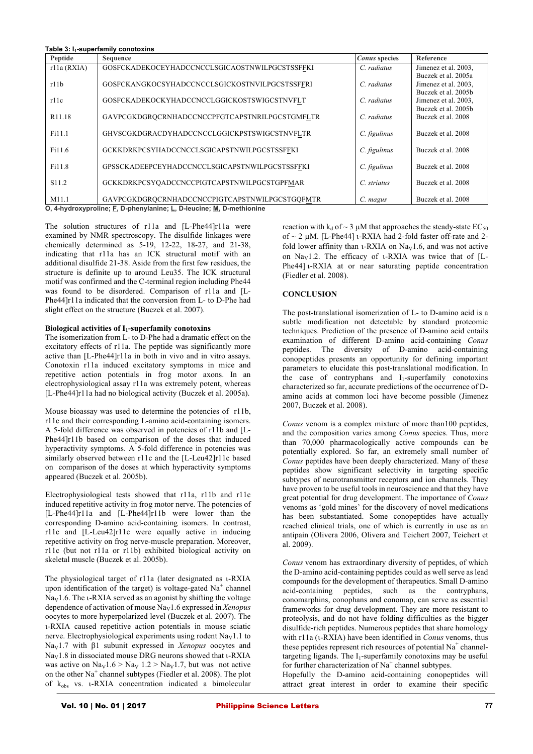**Table 3: $I_1$-superfamily conotoxins**

| Peptide | Sequence | *Conus* species | Reference |
|---|---|---|---|
| r11a (RXIA) | GOSFCKADEKOCEYHADCCNCCLSGICAOSTNWILPGCSTSSFFKI | *C. radiatus* | Jimenez et al. 2003, Buczek et al. 2005a |
| r11b | GOSFCKANGKOCSYHADCCNCCLSGICKOSTNVILPGCSTSSFFRI | *C. radiatus* | Jimenez et al. 2003, Buczek et al. 2005b |
| r11c | GOSFCKADEKOCKYHADCCNCCLGGICKOSTSWIGCSTNVFLT | *C. radiatus* | Jimenez et al. 2003, Buczek et al. 2005b |
| R11.18 | GAVPCGKDGRQCRNHADCCNCCPFGTCAPSTNRILPGCSTGMFLTR | *C. radiatus* | Buczek et al. 2008 |
| Fi11.1 | GHVSCGKDGRACDYHADCCNCCLGGICKPSTSWIGCSTNVFLTR | *C. figulinus* | Buczek et al. 2008 |
| Fi11.6 | GCKKDRKPCSYHADCCNCCLSGICAPSTNWILPGCSTSSFFKI | *C. figulinus* | Buczek et al. 2008 |
| Fi11.8 | GPSSCKADEEPCEYHADCCNCCLSGICAPSTNWILPGCSTSSFFKI | *C. figulinus* | Buczek et al. 2008 |
| S11.2 | GCKKDRKPCSYQADCCNCCPIGTCAPSTNWILPGCSTGPFMAR | *C. striatus* | Buczek et al. 2008 |
| M11.1 | GAVPCGKDGRQCRNHADCCNCCPIGTCAPSTNWILPGCSTGQFMTR | *C. magus* | Buczek et al. 2008 |

**O**, 4-hydroxyproline; **F**, D-phenylanine; **L**, D-leucine; **M**, D-methionine

The solution structures of r11a and [L-Phe44]r11a were examined by NMR spectroscopy. The disulfide linkages were chemically determined as 5-19, 12-22, 18-27, and 21-38, indicating that r11a has an ICK structural motif with an additional disulfide 21-38. Aside from the first few residues, the structure is definite up to around Leu35. The ICK structural motif was confirmed and the C-terminal region including Phe44 was found to be disordered. Comparison of r11a and [L-Phe44]r11a indicated that the conversion from L- to D-Phe had slight effect on the structure (Buczek et al. 2007).

**Biological activities of $I_1$-superfamily conotoxins**

The isomerization from L- to D-Phe had a dramatic effect on the excitatory effects of r11a. The peptide was significantly more active than [L-Phe44]r11a in both in vivo and in vitro assays. Conotoxin r11a induced excitatory symptoms in mice and repetitive action potentials in frog motor axons. In an electrophysiological assay r11a was extremely potent, whereas [L-Phe44]r11a had no biological activity (Buczek et al. 2005a).

Mouse bioassay was used to determine the potencies of r11b, r11c and their corresponding L-amino acid-containing isomers. A 5-fold difference was observed in potencies of r11b and [L-Phe44]r11b based on comparison of the doses that induced hyperactivity symptoms. A 5-fold difference in potencies was similarly observed between r11c and the [L-Leu42]r11c based on comparison of the doses at which hyperactivity symptoms appeared (Buczek et al. 2005b).

Electrophysiological tests showed that r11a, r11b and r11c induced repetitive activity in frog motor nerve. The potencies of [L-Phe44]r11a and [L-Phe44]r11b were lower than the corresponding D-amino acid-containing isomers. In contrast, r11c and [L-Leu42]r11c were equally active in inducing repetitive activity on frog nerve-muscle preparation. Moreover, r11c (but not r11a or r11b) exhibited biological activity on skeletal muscle (Buczek et al. 2005b).

The physiological target of r11a (later designated as ι-RXIA upon identification of the target) is voltage-gated $Na^+$ channel $Na_V1.6$. The ι-RXIA served as an agonist by shifting the voltage dependence of activation of mouse $Na_V1.6$ expressed in *Xenopus* oocytes to more hyperpolarized level (Buczek et al. 2007). The ι-RXIA caused repetitive action potentials in mouse sciatic nerve. Electrophysiological experiments using rodent $Na_V1.1$ to $Na_V1.7$ with β1 subunit expressed in *Xenopus* oocytes and $Na_V1.8$ in dissociated mouse DRG neurons showed that ι-RXIA was active on $Na_V1.6 > Na_V 1.2 > Na_V1.7$, but was not active on the other $Na^+$ channel subtypes (Fiedler et al. 2008). The plot of $k_{obs}$ vs. ι-RXIA concentration indicated a bimolecular reaction with $k_d$ of ~ 3 μM that approaches the steady-state $EC_{50}$ of ~ 2 μM. [L-Phe44] ι-RXIA had 2-fold faster off-rate and 2-fold lower affinity than ι-RXIA on $Na_V1.6$, and was not active on $Na_V1.2$. The efficacy of ι-RXIA was twice that of [L-Phe44] ι-RXIA at or near saturating peptide concentration (Fiedler et al. 2008).

## CONCLUSION

The post-translational isomerization of L- to D-amino acid is a subtle modification not detectable by standard proteomic techniques. Prediction of the presence of D-amino acid entails examination of different D-amino acid-containing *Conus* peptides. The diversity of D-amino acid-containing conopeptides presents an opportunity for defining important parameters to elucidate this post-translational modification. In the case of contryphans and $I_1$-superfamily conotoxins characterized so far, accurate predictions of the occurrence of D-amino acids at common loci have become possible (Jimenez 2007, Buczek et al. 2008).

*Conus* venom is a complex mixture of more than100 peptides, and the composition varies among *Conus* species. Thus, more than 70,000 pharmacologically active compounds can be potentially explored. So far, an extremely small number of *Conus* peptides have been deeply characterized. Many of these peptides show significant selectivity in targeting specific subtypes of neurotransmitter receptors and ion channels. They have proven to be useful tools in neuroscience and that they have great potential for drug development. The importance of *Conus* venoms as 'gold mines' for the discovery of novel medications has been substantiated. Some conopeptides have actually reached clinical trials, one of which is currently in use as an antipain (Olivera 2006, Olivera and Teichert 2007, Teichert et al. 2009).

*Conus* venom has extraordinary diversity of peptides, of which the D-amino acid-containing peptides could as well serve as lead compounds for the development of therapeutics. Small D-amino acid-containing peptides, such as the contryphans, conomarphins, conophans and conomap, can serve as essential frameworks for drug development. They are more resistant to proteolysis, and do not have folding difficulties as the bigger disulfide-rich peptides. Numerous peptides that share homology with r11a (ι-RXIA) have been identified in *Conus* venoms, thus these peptides represent rich resources of potential $Na^+$ channel-targeting ligands. The $I_1$-superfamily conotoxins may be useful for further characterization of $Na^+$ channel subtypes.

Hopefully the D-amino acid-containing conopeptides will attract great interest in order to examine their specific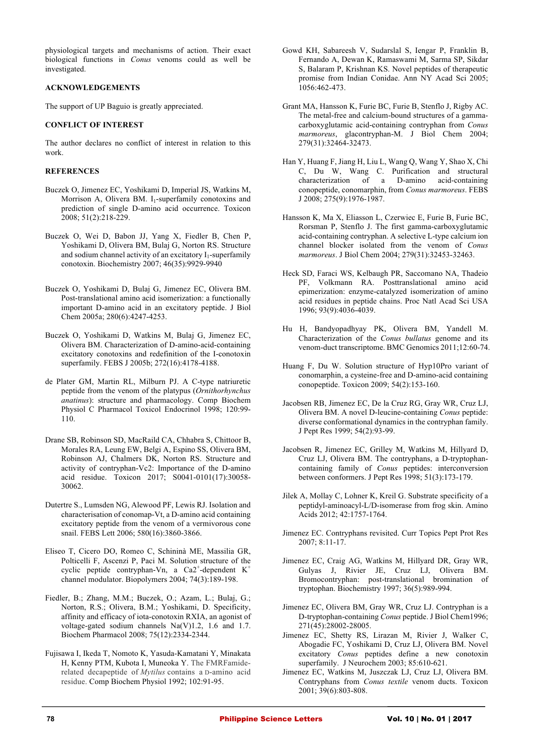physiological targets and mechanisms of action. Their exact biological functions in *Conus* venoms could as well be investigated.

## ACKNOWLEDGEMENTS

The support of UP Baguio is greatly appreciated.

## CONFLICT OF INTEREST

The author declares no conflict of interest in relation to this work.

## REFERENCES

Buczek O, Jimenez EC, Yoshikami D, Imperial JS, Watkins M, Morrison A, Olivera BM. $I_1$-superfamily conotoxins and prediction of single D-amino acid occurrence. Toxicon 2008; 51(2):218-229.

Buczek O, Wei D, Babon JJ, Yang X, Fiedler B, Chen P, Yoshikami D, Olivera BM, Bulaj G, Norton RS. Structure and sodium channel activity of an excitatory $I_1$-superfamily conotoxin. Biochemistry 2007; 46(35):9929-9940

Buczek O, Yoshikami D, Bulaj G, Jimenez EC, Olivera BM. Post-translational amino acid isomerization: a functionally important D-amino acid in an excitatory peptide. J Biol Chem 2005a; 280(6):4247-4253.

Buczek O, Yoshikami D, Watkins M, Bulaj G, Jimenez EC, Olivera BM. Characterization of D-amino-acid-containing excitatory conotoxins and redefinition of the I-conotoxin superfamily. FEBS J 2005b; 272(16):4178-4188.

de Plater GM, Martin RL, Milburn PJ. A C-type natriuretic peptide from the venom of the platypus (*Ornithorhynchus anatinus*): structure and pharmacology. Comp Biochem Physiol C Pharmacol Toxicol Endocrinol 1998; 120:99-110.

Drane SB, Robinson SD, MacRaild CA, Chhabra S, Chittoor B, Morales RA, Leung EW, Belgi A, Espino SS, Olivera BM, Robinson AJ, Chalmers DK, Norton RS. Structure and activity of contryphan-Vc2: Importance of the D-amino acid residue. Toxicon 2017; S0041-0101(17):30058-30062.

Dutertre S., Lumsden NG, Alewood PF, Lewis RJ. Isolation and characterisation of conomap-Vt, a D-amino acid containing excitatory peptide from the venom of a vermivorous cone snail. FEBS Lett 2006; 580(16):3860-3866.

Eliseo T, Cicero DO, Romeo C, Schininà ME, Massilia GR, Polticelli F, Ascenzi P, Paci M. Solution structure of the cyclic peptide contryphan-Vn, a $Ca^{2+}$-dependent $K^{+}$ channel modulator. Biopolymers 2004; 74(3):189-198.

Fiedler, B.; Zhang, M.M.; Buczek, O.; Azam, L.; Bulaj, G.; Norton, R.S.; Olivera, B.M.; Yoshikami, D. Specificity, affinity and efficacy of iota-conotoxin RXIA, an agonist of voltage-gated sodium channels Na(V)1.2, 1.6 and 1.7. Biochem Pharmacol 2008; 75(12):2334-2344.

Fujisawa I, Ikeda T, Nomoto K, Yasuda-Kamatani Y, Minakata H, Kenny PTM, Kubota I, Muneoka Y. The FMRFamide-related decapeptide of *Mytilus* contains a D-amino acid residue. Comp Biochem Physiol 1992; 102:91-95.

Gowd KH, Sabareesh V, Sudarslal S, Iengar P, Franklin B, Fernando A, Dewan K, Ramaswami M, Sarma SP, Sikdar S, Balaram P, Krishnan KS. Novel peptides of therapeutic promise from Indian Conidae. Ann NY Acad Sci 2005; 1056:462-473.

Grant MA, Hansson K, Furie BC, Furie B, Stenflo J, Rigby AC. The metal-free and calcium-bound structures of a gamma-carboxyglutamic acid-containing contryphan from *Conus marmoreus*, glacontryphan-M. J Biol Chem 2004; 279(31):32464-32473.

Han Y, Huang F, Jiang H, Liu L, Wang Q, Wang Y, Shao X, Chi C, Du W, Wang C. Purification and structural characterization of a D-amino acid-containing conopeptide, conomarphin, from *Conus marmoreus*. FEBS J 2008; 275(9):1976-1987.

Hansson K, Ma X, Eliasson L, Czerwiec E, Furie B, Furie BC, Rorsman P, Stenflo J. The first gamma-carboxyglutamic acid-containing contryphan. A selective L-type calcium ion channel blocker isolated from the venom of *Conus marmoreus*. J Biol Chem 2004; 279(31):32453-32463.

Heck SD, Faraci WS, Kelbaugh PR, Saccomano NA, Thadeio PF, Volkmann RA. Posttranslational amino acid epimerization: enzyme-catalyzed isomerization of amino acid residues in peptide chains. Proc Natl Acad Sci USA 1996; 93(9):4036-4039.

Hu H, Bandyopadhyay PK, Olivera BM, Yandell M. Characterization of the *Conus bullatus* genome and its venom-duct transcriptome. BMC Genomics 2011;12:60-74.

Huang F, Du W. Solution structure of Hyp10Pro variant of conomarphin, a cysteine-free and D-amino-acid containing conopeptide. Toxicon 2009; 54(2):153-160.

Jacobsen RB, Jimenez EC, De la Cruz RG, Gray WR, Cruz LJ, Olivera BM. A novel D-leucine-containing *Conus* peptide: diverse conformational dynamics in the contryphan family. J Pept Res 1999; 54(2):93-99.

Jacobsen R, Jimenez EC, Grilley M, Watkins M, Hillyard D, Cruz LJ, Olivera BM. The contryphans, a D-tryptophan-containing family of *Conus* peptides: interconversion between conformers. J Pept Res 1998; 51(3):173-179.

Jilek A, Mollay C, Lohner K, Kreil G. Substrate specificity of a peptidyl-aminoacyl-L/D-isomerase from frog skin. Amino Acids 2012; 42:1757-1764.

Jimenez EC. Contryphans revisited. Curr Topics Pept Prot Res 2007; 8:11-17.

Jimenez EC, Craig AG, Watkins M, Hillyard DR, Gray WR, Gulyas J, Rivier JE, Cruz LJ, Olivera BM. Bromocontryphan: post-translational bromination of tryptophan. Biochemistry 1997; 36(5):989-994.

Jimenez EC, Olivera BM, Gray WR, Cruz LJ. Contryphan is a D-tryptophan-containing *Conus* peptide. J Biol Chem1996; 271(45):28002-28005.

Jimenez EC, Shetty RS, Lirazan M, Rivier J, Walker C, Abogadie FC, Yoshikami D, Cruz LJ, Olivera BM. Novel excitatory *Conus* peptides define a new conotoxin superfamily. J Neurochem 2003; 85:610-621.

Jimenez EC, Watkins M, Juszczak LJ, Cruz LJ, Olivera BM. Contryphans from *Conus textile* venom ducts. Toxicon 2001; 39(6):803-808.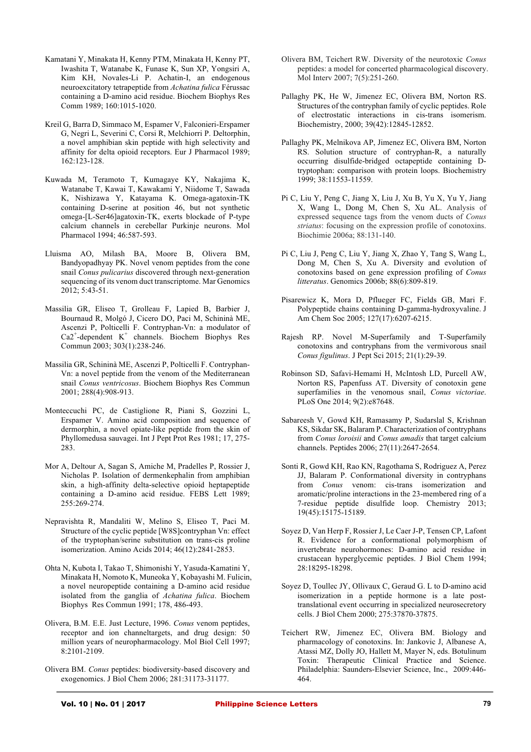Kamatani Y, Minakata H, Kenny PTM, Minakata H, Kenny PT, Iwashita T, Watanabe K, Funase K, Sun XP, Yongsiri A, Kim KH, Novales-Li P. Achatin-I, an endogenous neuroexcitatory tetrapeptide from *Achatina fulica* Férussac containing a D-amino acid residue. Biochem Biophys Res Comm 1989; 160:1015-1020.

Kreil G, Barra D, Simmaco M, Espamer V, Falconieri-Erspamer G, Negri L, Severini C, Corsi R, Melchiorri P. Deltorphin, a novel amphibian skin peptide with high selectivity and affinity for delta opioid receptors. Eur J Pharmacol 1989; 162:123-128.

Kuwada M, Teramoto T, Kumagaye KY, Nakajima K, Watanabe T, Kawai T, Kawakami Y, Niidome T, Sawada K, Nishizawa Y, Katayama K. Omega-agatoxin-TK containing D-serine at position 46, but not synthetic omega-[L-Ser46]agatoxin-TK, exerts blockade of P-type calcium channels in cerebellar Purkinje neurons. Mol Pharmacol 1994; 46:587-593.

Lluisma AO, Milash BA, Moore B, Olivera BM, Bandyopadhyay PK. Novel venom peptides from the cone snail *Conus pulicarius* discovered through next-generation sequencing of its venom duct transcriptome. Mar Genomics 2012; 5:43-51.

Massilia GR, Eliseo T, Grolleau F, Lapied B, Barbier J, Bournaud R, Molgó J, Cicero DO, Paci M, Schininà ME, Ascenzi P, Polticelli F. Contryphan-Vn: a modulator of $Ca^{2+}$-dependent $K^{+}$ channels. Biochem Biophys Res Commun 2003; 303(1):238-246.

Massilia GR, Schininà ME, Ascenzi P, Polticelli F. Contryphan-Vn: a novel peptide from the venom of the Mediterranean snail *Conus ventricosus*. Biochem Biophys Res Commun 2001; 288(4):908-913.

Monteccuchi PC, de Castiglione R, Piani S, Gozzini L, Erspamer V. Amino acid composition and sequence of dermorphin, a novel opiate-like peptide from the skin of Phyllomedusa sauvagei. Int J Pept Prot Res 1981; 17, 275-283.

Mor A, Deltour A, Sagan S, Amiche M, Pradelles P, Rossier J, Nicholas P. Isolation of dermenkephalin from amphibian skin, a high-affinity delta-selective opioid heptapeptide containing a D-amino acid residue. FEBS Lett 1989; 255:269-274.

Nepravishta R, Mandaliti W, Melino S, Eliseo T, Paci M. Structure of the cyclic peptide [W8S]contryphan Vn: effect of the tryptophan/serine substitution on trans-cis proline isomerization. Amino Acids 2014; 46(12):2841-2853.

Ohta N, Kubota I, Takao T, Shimonishi Y, Yasuda-Kamatini Y, Minakata H, Nomoto K, Muneoka Y, Kobayashi M. Fulicin, a novel neuropeptide containing a D-amino acid residue isolated from the ganglia of *Achatina fulica*. Biochem Biophys Res Commun 1991; 178, 486-493.

Olivera, B.M. E.E. Just Lecture, 1996. *Conus* venom peptides, receptor and ion channeltargets, and drug design: 50 million years of neuropharmacology. Mol Biol Cell 1997; 8:2101-2109.

Olivera BM. *Conus* peptides: biodiversity-based discovery and exogenomics. J Biol Chem 2006; 281:31173-31177.

Olivera BM, Teichert RW. Diversity of the neurotoxic *Conus* peptides: a model for concerted pharmacological discovery. Mol Interv 2007; 7(5):251-260.

Pallaghy PK, He W, Jimenez EC, Olivera BM, Norton RS. Structures of the contryphan family of cyclic peptides. Role of electrostatic interactions in cis-trans isomerism. Biochemistry, 2000; 39(42):12845-12852.

Pallaghy PK, Melnikova AP, Jimenez EC, Olivera BM, Norton RS. Solution structure of contryphan-R, a naturally occurring disulfide-bridged octapeptide containing D-tryptophan: comparison with protein loops. Biochemistry 1999; 38:11553-11559.

Pi C, Liu Y, Peng C, Jiang X, Liu J, Xu B, Yu X, Yu Y, Jiang X, Wang L, Dong M, Chen S, Xu AL. Analysis of expressed sequence tags from the venom ducts of *Conus striatus*: focusing on the expression profile of conotoxins. Biochimie 2006a; 88:131-140.

Pi C, Liu J, Peng C, Liu Y, Jiang X, Zhao Y, Tang S, Wang L, Dong M, Chen S, Xu A. Diversity and evolution of conotoxins based on gene expression profiling of *Conus litteratus*. Genomics 2006b; 88(6):809-819.

Pisarewicz K, Mora D, Pflueger FC, Fields GB, Mari F. Polypeptide chains containing D-gamma-hydroxyvaline. J Am Chem Soc 2005; 127(17):6207-6215.

Rajesh RP. Novel M-Superfamily and T-Superfamily conotoxins and contryphans from the vermivorous snail *Conus figulinus*. J Pept Sci 2015; 21(1):29-39.

Robinson SD, Safavi-Hemami H, McIntosh LD, Purcell AW, Norton RS, Papenfuss AT. Diversity of conotoxin gene superfamilies in the venomous snail, *Conus victoriae*. PLoS One 2014; 9(2):e87648.

Sabareesh V, Gowd KH, Ramasamy P, Sudarslal S, Krishnan KS, Sikdar SK, Balaram P. Characterization of contryphans from *Conus loroisii* and *Conus amadis* that target calcium channels. Peptides 2006; 27(11):2647-2654.

Sonti R, Gowd KH, Rao KN, Ragothama S, Rodriguez A, Perez JJ, Balaram P. Conformational diversity in contryphans from *Conus* venom: cis-trans isomerization and aromatic/proline interactions in the 23-membered ring of a 7-residue peptide disulfide loop. Chemistry 2013; 19(45):15175-15189.

Soyez D, Van Herp F, Rossier J, Le Caer J-P, Tensen CP, Lafont R. Evidence for a conformational polymorphism of invertebrate neurohormones: D-amino acid residue in crustacean hyperglycemic peptides. J Biol Chem 1994; 28:18295-18298.

Soyez D, Toullec JY, Ollivaux C, Geraud G. L to D-amino acid isomerization in a peptide hormone is a late post-translational event occurring in specialized neurosecretory cells. J Biol Chem 2000; 275:37870-37875.

Teichert RW, Jimenez EC, Olivera BM. Biology and pharmacology of conotoxins. In: Jankovic J, Albanese A, Atassi MZ, Dolly JO, Hallett M, Mayer N, eds. Botulinum Toxin: Therapeutic Clinical Practice and Science. Philadelphia: Saunders-Elsevier Science, Inc., 2009:446-464.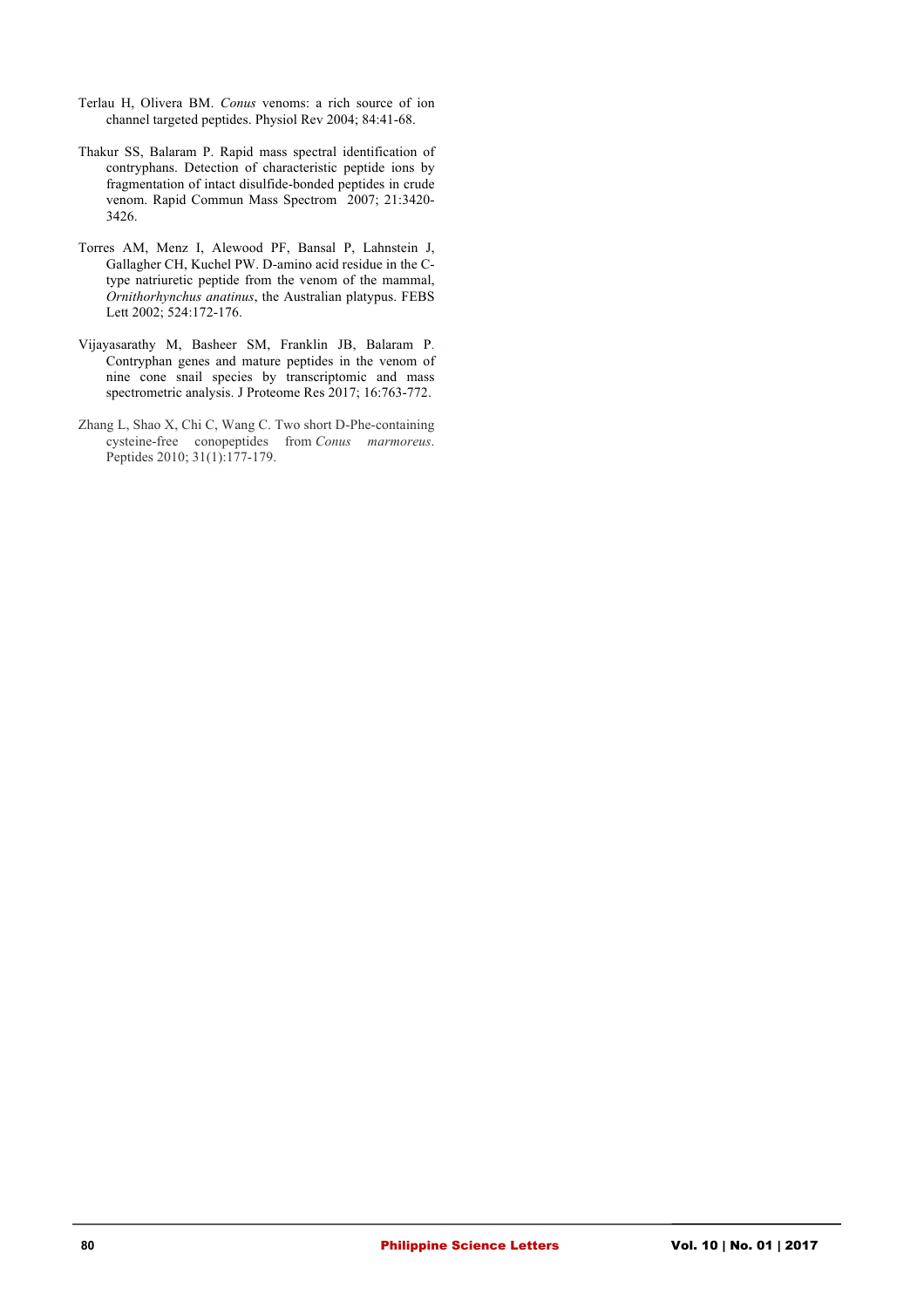Terlau H, Olivera BM. *Conus* venoms: a rich source of ion channel targeted peptides. Physiol Rev 2004; 84:41-68.

Thakur SS, Balaram P. Rapid mass spectral identification of contryphans. Detection of characteristic peptide ions by fragmentation of intact disulfide-bonded peptides in crude venom. Rapid Commun Mass Spectrom 2007; 21:3420-3426.

Torres AM, Menz I, Alewood PF, Bansal P, Lahnstein J, Gallagher CH, Kuchel PW. D-amino acid residue in the C-type natriuretic peptide from the venom of the mammal, *Ornithorhynchus anatinus*, the Australian platypus. FEBS Lett 2002; 524:172-176.

Vijayasarathy M, Basheer SM, Franklin JB, Balaram P. Contryphan genes and mature peptides in the venom of nine cone snail species by transcriptomic and mass spectrometric analysis. J Proteome Res 2017; 16:763-772.

Zhang L, Shao X, Chi C, Wang C. Two short D-Phe-containing cysteine-free conopeptides from *Conus marmoreus*. Peptides 2010; 31(1):177-179.